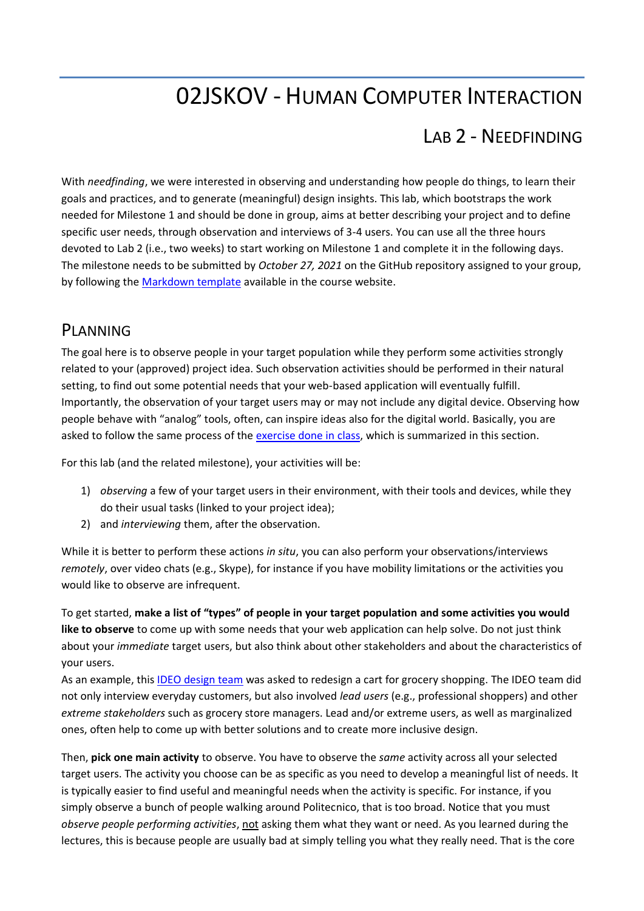# 02JSKOV - Human Computer Interaction

## Lab 2 - Needfinding

With *needfinding*, we were interested in observing and understanding how people do things, to learn their goals and practices, and to generate (meaningful) design insights. This lab, which bootstraps the work needed for Milestone 1 and should be done in group, aims at better describing your project and to define specific user needs, through observation and interviews of 3-4 users. You can use all the three hours devoted to Lab 2 (i.e., two weeks) to start working on Milestone 1 and complete it in the following days. The milestone needs to be submitted by *October 27, 2021* on the GitHub repository assigned to your group, by following the Markdown template available in the course website.

## Planning

The goal here is to observe people in your target population while they perform some activities strongly related to your (approved) project idea. Such observation activities should be performed in their natural setting, to find out some potential needs that your web-based application will eventually fulfill. Importantly, the observation of your target users may or may not include any digital device. Observing how people behave with "analog" tools, often, can inspire ideas also for the digital world. Basically, you are asked to follow the same process of the exercise done in class, which is summarized in this section.

For this lab (and the related milestone), your activities will be:

1) *observing* a few of your target users in their environment, with their tools and devices, while they do their usual tasks (linked to your project idea);
2) and *interviewing* them, after the observation.

While it is better to perform these actions *in situ*, you can also perform your observations/interviews *remotely*, over video chats (e.g., Skype), for instance if you have mobility limitations or the activities you would like to observe are infrequent.

To get started, **make a list of "types" of people in your target population and some activities you would like to observe** to come up with some needs that your web application can help solve. Do not just think about your *immediate* target users, but also think about other stakeholders and about the characteristics of your users.
As an example, this IDEO design team was asked to redesign a cart for grocery shopping. The IDEO team did not only interview everyday customers, but also involved *lead users* (e.g., professional shoppers) and other *extreme stakeholders* such as grocery store managers. Lead and/or extreme users, as well as marginalized ones, often help to come up with better solutions and to create more inclusive design.

Then, **pick one main activity** to observe. You have to observe the *same* activity across all your selected target users. The activity you choose can be as specific as you need to develop a meaningful list of needs. It is typically easier to find useful and meaningful needs when the activity is specific. For instance, if you simply observe a bunch of people walking around Politecnico, that is too broad. Notice that you must *observe people performing activities*, not asking them what they want or need. As you learned during the lectures, this is because people are usually bad at simply telling you what they really need. That is the core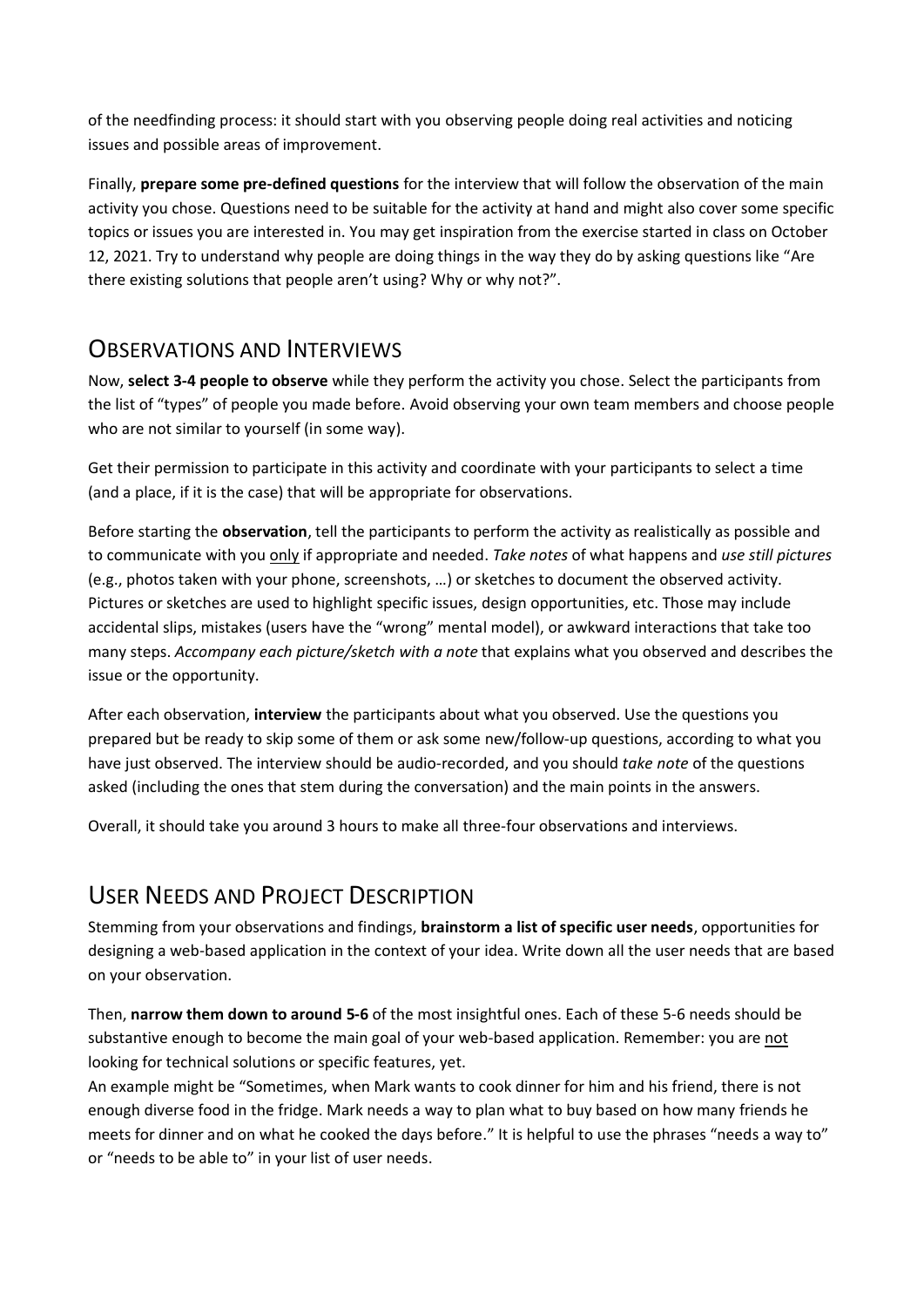of the needfinding process: it should start with you observing people doing real activities and noticing issues and possible areas of improvement.

Finally, **prepare some pre-defined questions** for the interview that will follow the observation of the main activity you chose. Questions need to be suitable for the activity at hand and might also cover some specific topics or issues you are interested in. You may get inspiration from the exercise started in class on October 12, 2021. Try to understand why people are doing things in the way they do by asking questions like "Are there existing solutions that people aren't using? Why or why not?".

## Observations and Interviews

Now, **select 3-4 people to observe** while they perform the activity you chose. Select the participants from the list of "types" of people you made before. Avoid observing your own team members and choose people who are not similar to yourself (in some way).

Get their permission to participate in this activity and coordinate with your participants to select a time (and a place, if it is the case) that will be appropriate for observations.

Before starting the **observation**, tell the participants to perform the activity as realistically as possible and to communicate with you only if appropriate and needed. *Take notes* of what happens and *use still pictures* (e.g., photos taken with your phone, screenshots, …) or sketches to document the observed activity. Pictures or sketches are used to highlight specific issues, design opportunities, etc. Those may include accidental slips, mistakes (users have the "wrong" mental model), or awkward interactions that take too many steps. *Accompany each picture/sketch with a note* that explains what you observed and describes the issue or the opportunity.

After each observation, **interview** the participants about what you observed. Use the questions you prepared but be ready to skip some of them or ask some new/follow-up questions, according to what you have just observed. The interview should be audio-recorded, and you should *take note* of the questions asked (including the ones that stem during the conversation) and the main points in the answers.

Overall, it should take you around 3 hours to make all three-four observations and interviews.

## User Needs and Project Description

Stemming from your observations and findings, **brainstorm a list of specific user needs**, opportunities for designing a web-based application in the context of your idea. Write down all the user needs that are based on your observation.

Then, **narrow them down to around 5-6** of the most insightful ones. Each of these 5-6 needs should be substantive enough to become the main goal of your web-based application. Remember: you are not looking for technical solutions or specific features, yet.

An example might be "Sometimes, when Mark wants to cook dinner for him and his friend, there is not enough diverse food in the fridge. Mark needs a way to plan what to buy based on how many friends he meets for dinner and on what he cooked the days before." It is helpful to use the phrases "needs a way to" or "needs to be able to" in your list of user needs.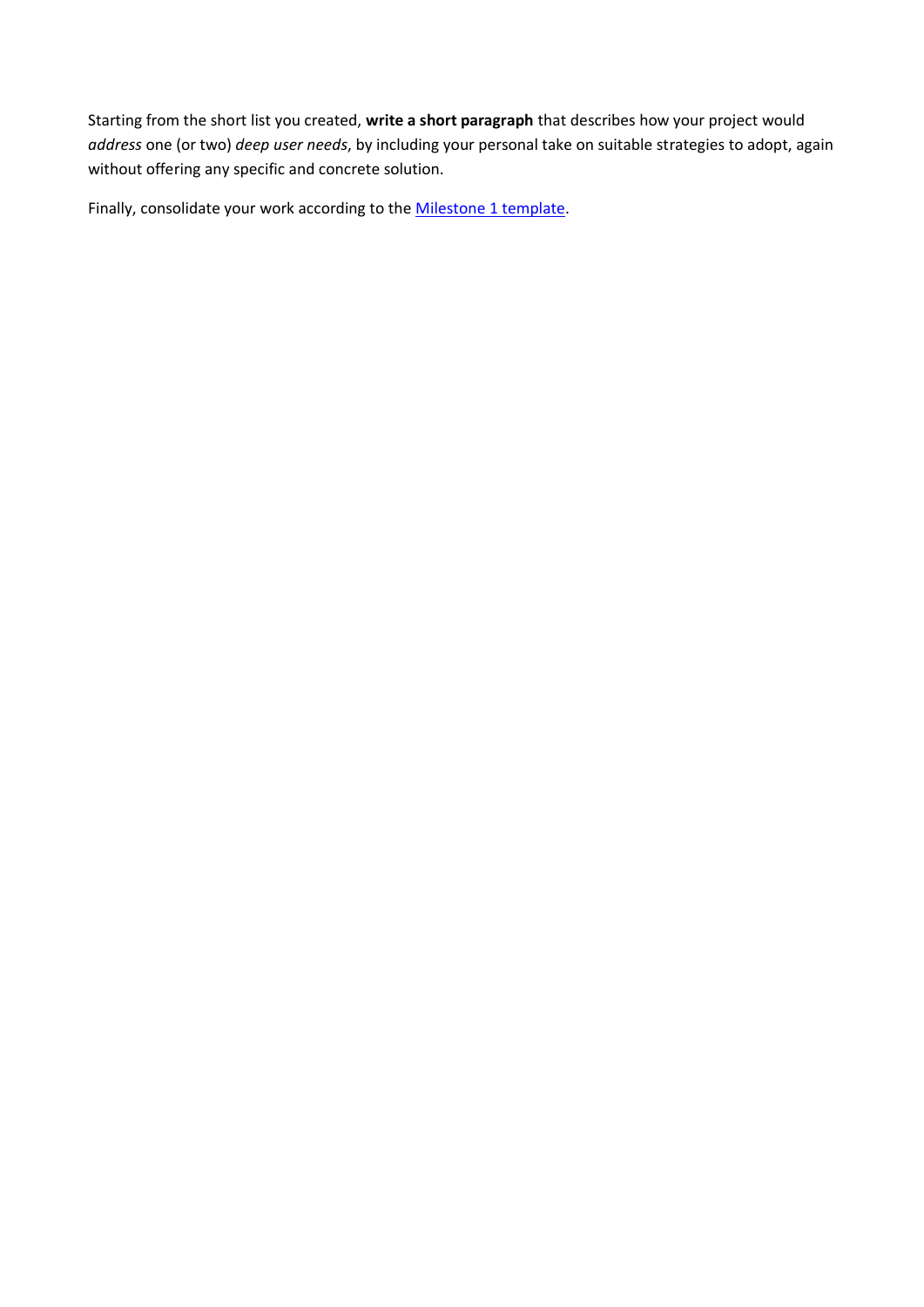Starting from the short list you created, **write a short paragraph** that describes how your project would *address* one (or two) *deep user needs*, by including your personal take on suitable strategies to adopt, again without offering any specific and concrete solution.

Finally, consolidate your work according to the [Milestone 1 template]().